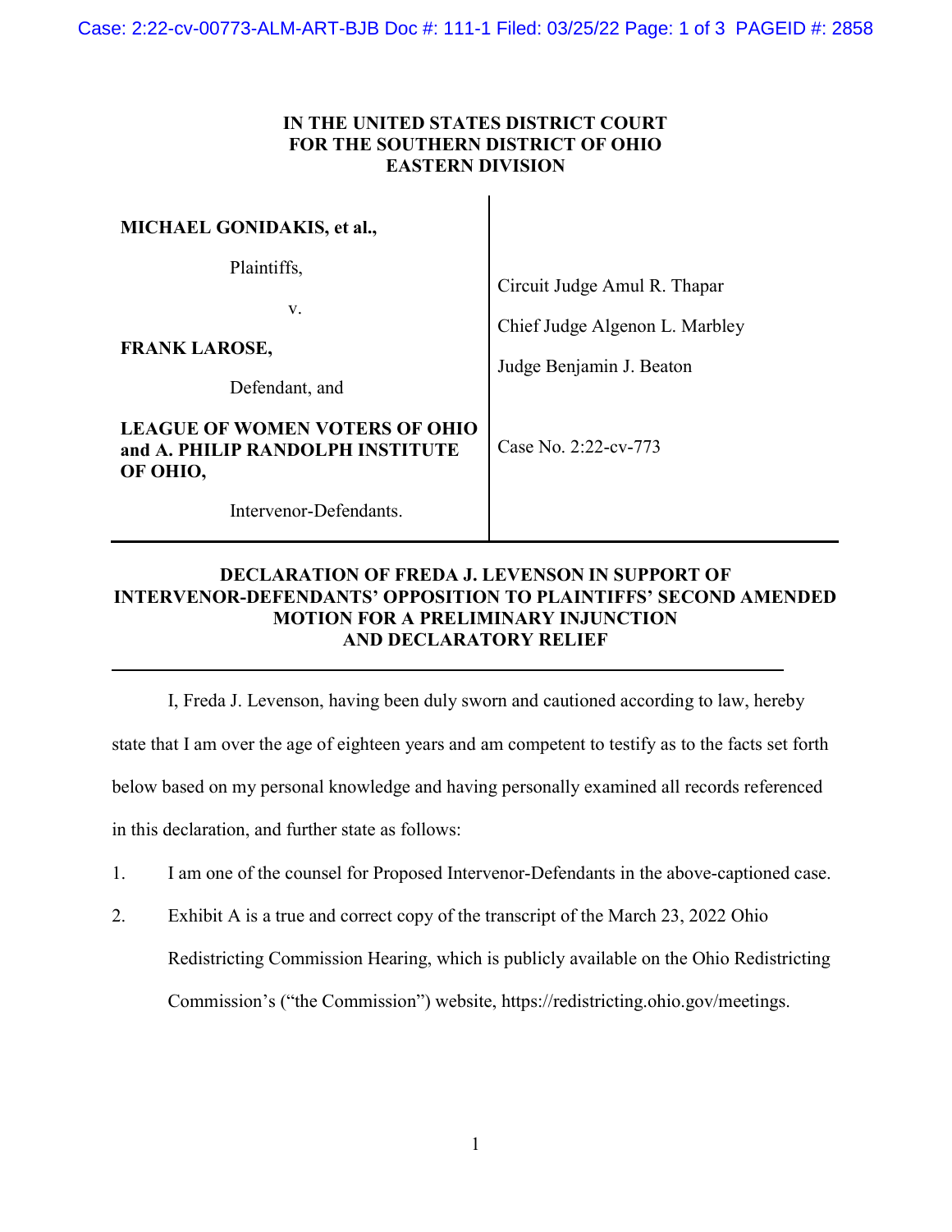**IN THE UNITED STATES DISTRICT COURT**
**FOR THE SOUTHERN DISTRICT OF OHIO**
**EASTERN DIVISION**

| | |
|---|---|
| **MICHAEL GONIDAKIS, et al.,** | |
| Plaintiffs, | Circuit Judge Amul R. Thapar |
| v. | Chief Judge Algenon L. Marbley |
| **FRANK LAROSE,** | Judge Benjamin J. Beaton |
| Defendant, and | |
| **LEAGUE OF WOMEN VOTERS OF OHIO and A. PHILIP RANDOLPH INSTITUTE OF OHIO,** | Case No. 2:22-cv-773 |
| Intervenor-Defendants. | |

**DECLARATION OF FREDA J. LEVENSON IN SUPPORT OF INTERVENOR-DEFENDANTS' OPPOSITION TO PLAINTIFFS' SECOND AMENDED MOTION FOR A PRELIMINARY INJUNCTION AND DECLARATORY RELIEF**

I, Freda J. Levenson, having been duly sworn and cautioned according to law, hereby state that I am over the age of eighteen years and am competent to testify as to the facts set forth below based on my personal knowledge and having personally examined all records referenced in this declaration, and further state as follows:

1. I am one of the counsel for Proposed Intervenor-Defendants in the above-captioned case.
2. Exhibit A is a true and correct copy of the transcript of the March 23, 2022 Ohio Redistricting Commission Hearing, which is publicly available on the Ohio Redistricting Commission's ("the Commission") website, https://redistricting.ohio.gov/meetings.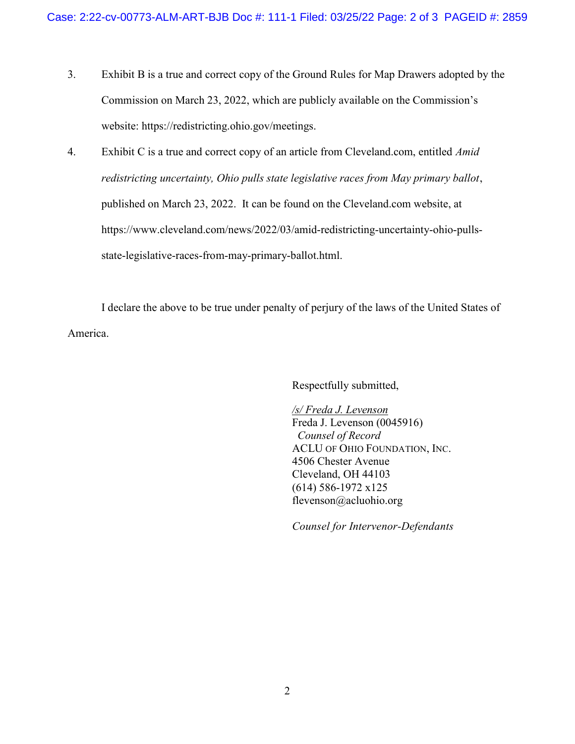3. Exhibit B is a true and correct copy of the Ground Rules for Map Drawers adopted by the Commission on March 23, 2022, which are publicly available on the Commission's website: https://redistricting.ohio.gov/meetings.

4. Exhibit C is a true and correct copy of an article from Cleveland.com, entitled *Amid redistricting uncertainty, Ohio pulls state legislative races from May primary ballot*, published on March 23, 2022. It can be found on the Cleveland.com website, at https://www.cleveland.com/news/2022/03/amid-redistricting-uncertainty-ohio-pulls-state-legislative-races-from-may-primary-ballot.html.

I declare the above to be true under penalty of perjury of the laws of the United States of America.

Respectfully submitted,

*/s/ Freda J. Levenson*
Freda J. Levenson (0045916)
*Counsel of Record*
ACLU OF OHIO FOUNDATION, INC.
4506 Chester Avenue
Cleveland, OH 44103
(614) 586-1972 x125
flevenson@acluohio.org

*Counsel for Intervenor-Defendants*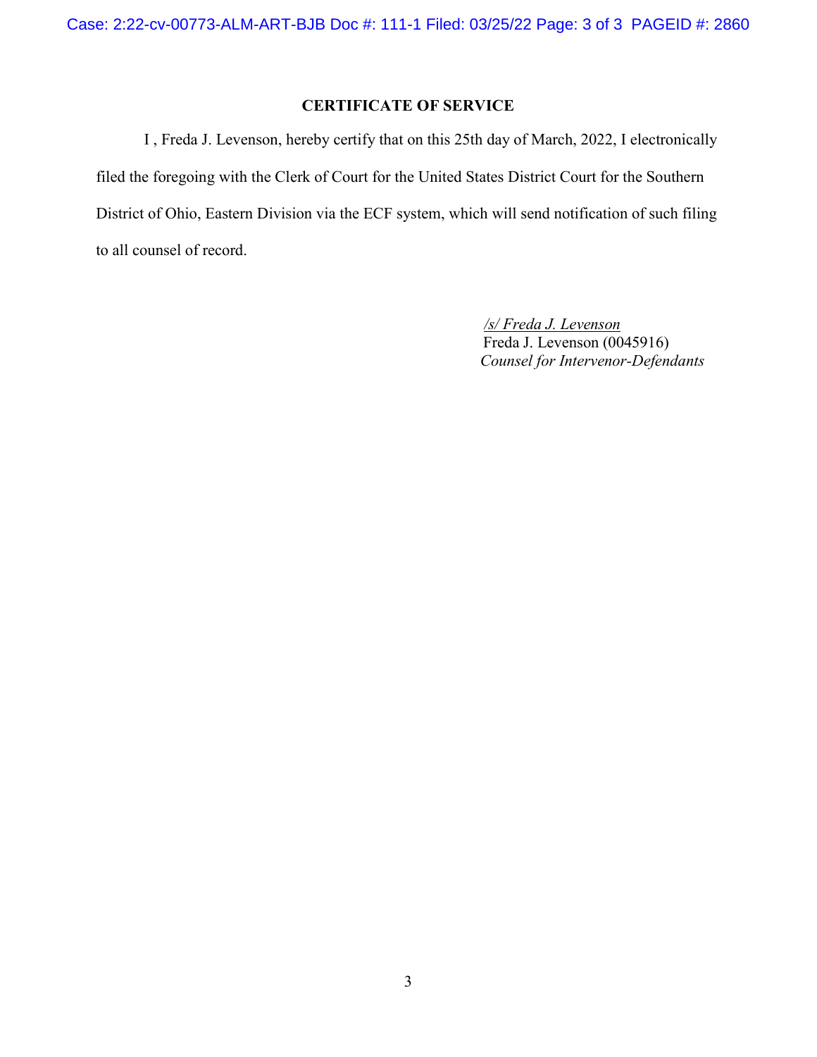## CERTIFICATE OF SERVICE

I , Freda J. Levenson, hereby certify that on this 25th day of March, 2022, I electronically filed the foregoing with the Clerk of Court for the United States District Court for the Southern District of Ohio, Eastern Division via the ECF system, which will send notification of such filing to all counsel of record.

/s/ Freda J. Levenson
Freda J. Levenson (0045916)
*Counsel for Intervenor-Defendants*